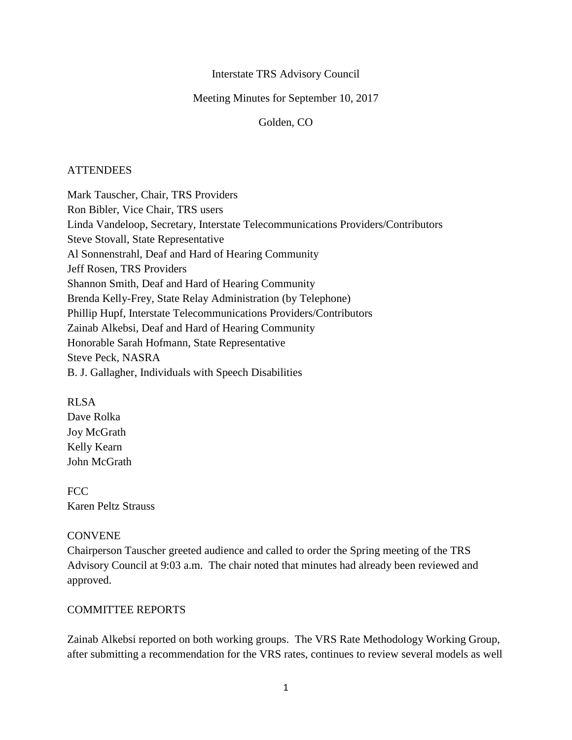Interstate TRS Advisory Council

Meeting Minutes for September 10, 2017

Golden, CO

ATTENDEES

Mark Tauscher, Chair, TRS Providers
Ron Bibler, Vice Chair, TRS users
Linda Vandeloop, Secretary, Interstate Telecommunications Providers/Contributors
Steve Stovall, State Representative
Al Sonnenstrahl, Deaf and Hard of Hearing Community
Jeff Rosen, TRS Providers
Shannon Smith, Deaf and Hard of Hearing Community
Brenda Kelly-Frey, State Relay Administration (by Telephone)
Phillip Hupf, Interstate Telecommunications Providers/Contributors
Zainab Alkebsi, Deaf and Hard of Hearing Community
Honorable Sarah Hofmann, State Representative
Steve Peck, NASRA
B. J. Gallagher, Individuals with Speech Disabilities

RLSA
Dave Rolka
Joy McGrath
Kelly Kearn
John McGrath

FCC
Karen Peltz Strauss

CONVENE
Chairperson Tauscher greeted audience and called to order the Spring meeting of the TRS Advisory Council at 9:03 a.m. The chair noted that minutes had already been reviewed and approved.

COMMITTEE REPORTS

Zainab Alkebsi reported on both working groups. The VRS Rate Methodology Working Group, after submitting a recommendation for the VRS rates, continues to review several models as well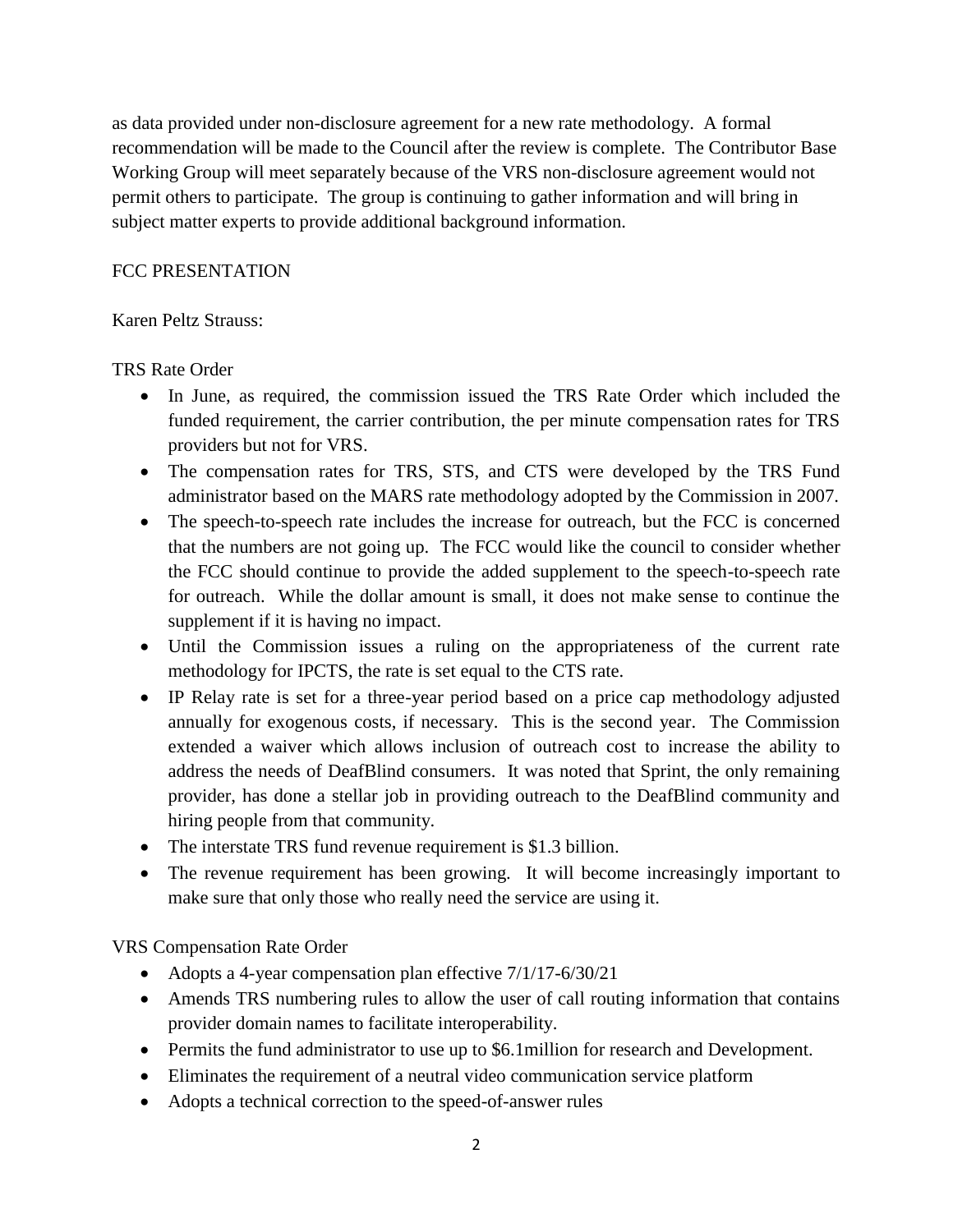as data provided under non-disclosure agreement for a new rate methodology. A formal recommendation will be made to the Council after the review is complete. The Contributor Base Working Group will meet separately because of the VRS non-disclosure agreement would not permit others to participate. The group is continuing to gather information and will bring in subject matter experts to provide additional background information.

FCC PRESENTATION

Karen Peltz Strauss:

TRS Rate Order

- In June, as required, the commission issued the TRS Rate Order which included the funded requirement, the carrier contribution, the per minute compensation rates for TRS providers but not for VRS.
- The compensation rates for TRS, STS, and CTS were developed by the TRS Fund administrator based on the MARS rate methodology adopted by the Commission in 2007.
- The speech-to-speech rate includes the increase for outreach, but the FCC is concerned that the numbers are not going up. The FCC would like the council to consider whether the FCC should continue to provide the added supplement to the speech-to-speech rate for outreach. While the dollar amount is small, it does not make sense to continue the supplement if it is having no impact.
- Until the Commission issues a ruling on the appropriateness of the current rate methodology for IPCTS, the rate is set equal to the CTS rate.
- IP Relay rate is set for a three-year period based on a price cap methodology adjusted annually for exogenous costs, if necessary. This is the second year. The Commission extended a waiver which allows inclusion of outreach cost to increase the ability to address the needs of DeafBlind consumers. It was noted that Sprint, the only remaining provider, has done a stellar job in providing outreach to the DeafBlind community and hiring people from that community.
- The interstate TRS fund revenue requirement is $1.3 billion.
- The revenue requirement has been growing. It will become increasingly important to make sure that only those who really need the service are using it.

VRS Compensation Rate Order

- Adopts a 4-year compensation plan effective 7/1/17-6/30/21
- Amends TRS numbering rules to allow the user of call routing information that contains provider domain names to facilitate interoperability.
- Permits the fund administrator to use up to $6.1million for research and Development.
- Eliminates the requirement of a neutral video communication service platform
- Adopts a technical correction to the speed-of-answer rules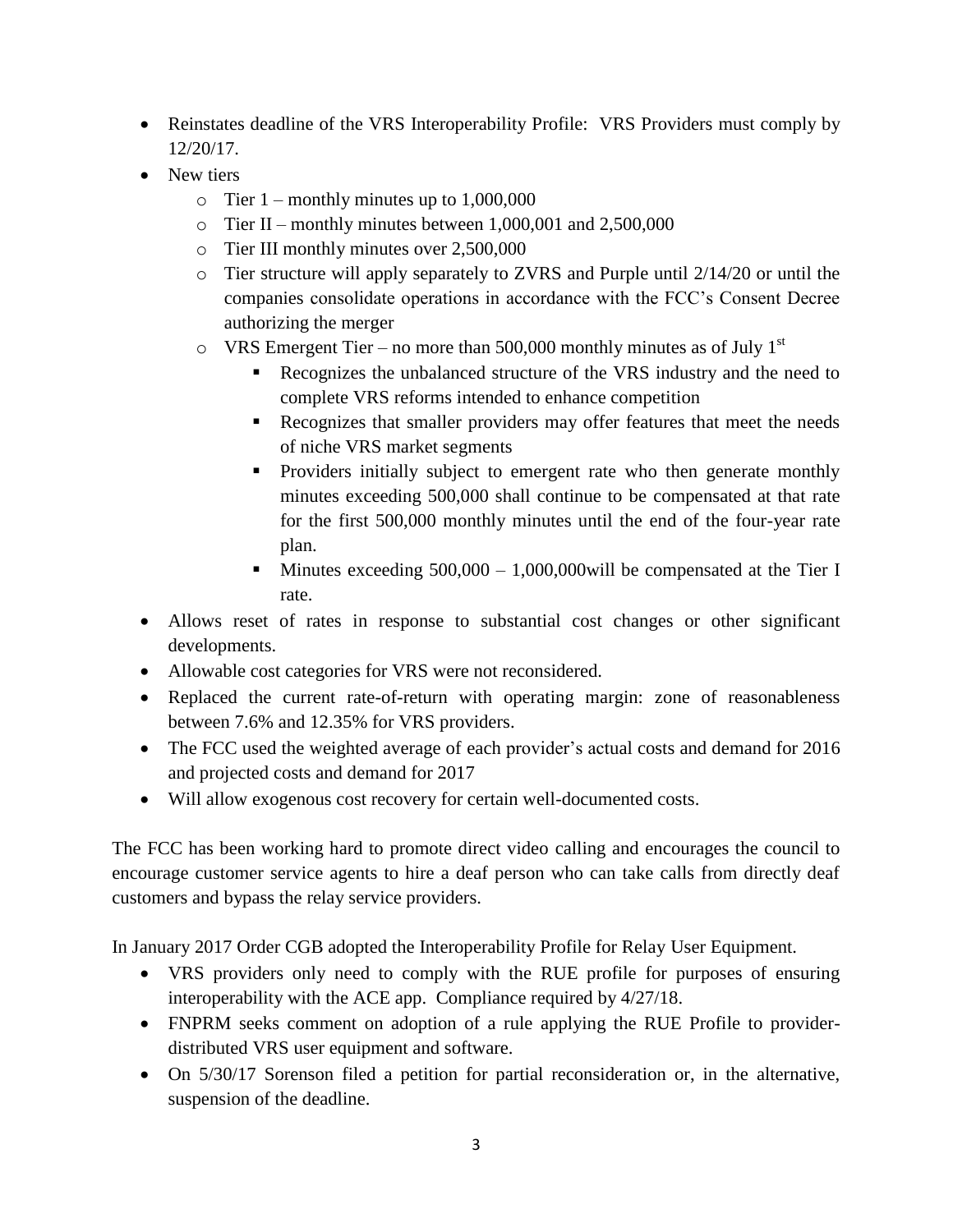- Reinstates deadline of the VRS Interoperability Profile: VRS Providers must comply by 12/20/17.
- New tiers
  - Tier 1 – monthly minutes up to 1,000,000
  - Tier II – monthly minutes between 1,000,001 and 2,500,000
  - Tier III monthly minutes over 2,500,000
  - Tier structure will apply separately to ZVRS and Purple until 2/14/20 or until the companies consolidate operations in accordance with the FCC's Consent Decree authorizing the merger
  - VRS Emergent Tier – no more than 500,000 monthly minutes as of July 1st
    - Recognizes the unbalanced structure of the VRS industry and the need to complete VRS reforms intended to enhance competition
    - Recognizes that smaller providers may offer features that meet the needs of niche VRS market segments
    - Providers initially subject to emergent rate who then generate monthly minutes exceeding 500,000 shall continue to be compensated at that rate for the first 500,000 monthly minutes until the end of the four-year rate plan.
    - Minutes exceeding 500,000 – 1,000,000will be compensated at the Tier I rate.
- Allows reset of rates in response to substantial cost changes or other significant developments.
- Allowable cost categories for VRS were not reconsidered.
- Replaced the current rate-of-return with operating margin: zone of reasonableness between 7.6% and 12.35% for VRS providers.
- The FCC used the weighted average of each provider's actual costs and demand for 2016 and projected costs and demand for 2017
- Will allow exogenous cost recovery for certain well-documented costs.

The FCC has been working hard to promote direct video calling and encourages the council to encourage customer service agents to hire a deaf person who can take calls from directly deaf customers and bypass the relay service providers.

In January 2017 Order CGB adopted the Interoperability Profile for Relay User Equipment.

- VRS providers only need to comply with the RUE profile for purposes of ensuring interoperability with the ACE app. Compliance required by 4/27/18.
- FNPRM seeks comment on adoption of a rule applying the RUE Profile to provider-distributed VRS user equipment and software.
- On 5/30/17 Sorenson filed a petition for partial reconsideration or, in the alternative, suspension of the deadline.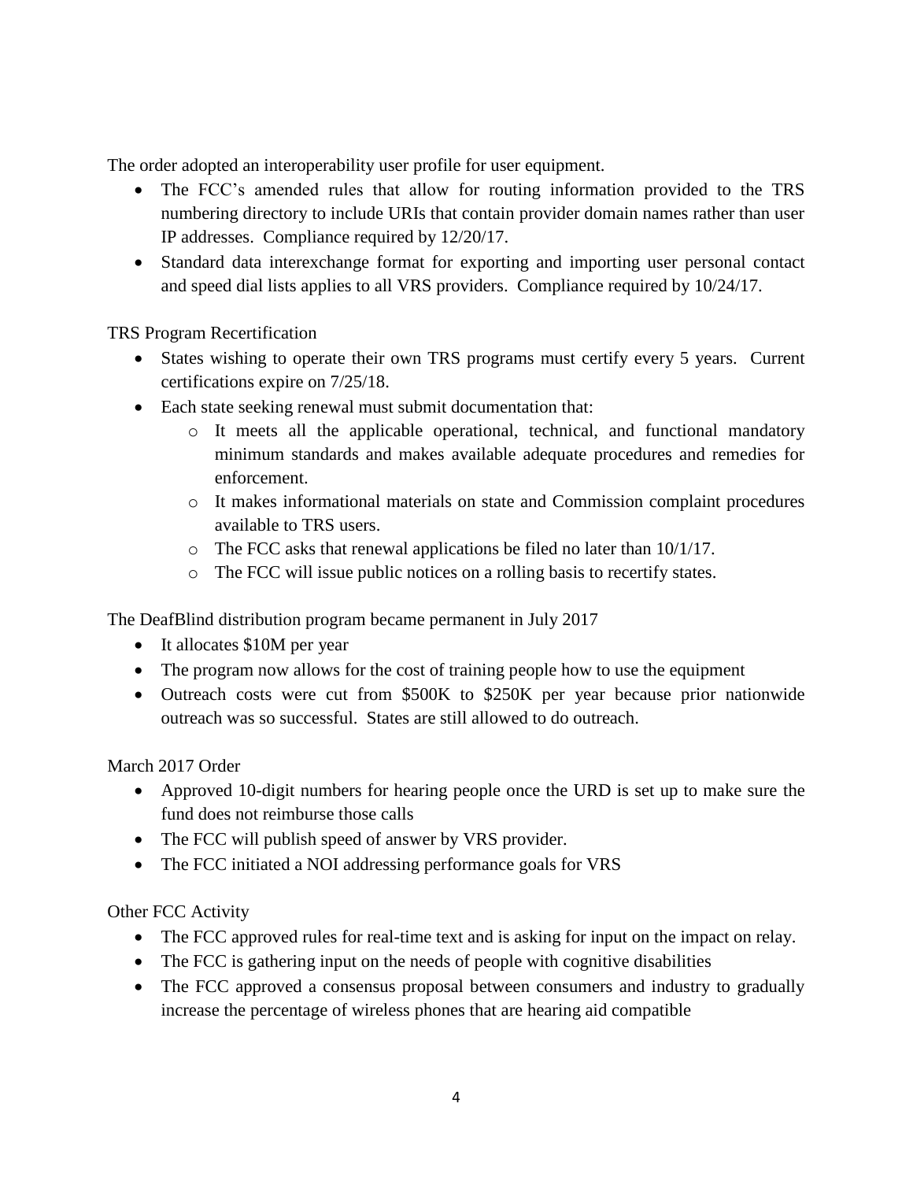The order adopted an interoperability user profile for user equipment.

- The FCC's amended rules that allow for routing information provided to the TRS numbering directory to include URIs that contain provider domain names rather than user IP addresses. Compliance required by 12/20/17.
- Standard data interexchange format for exporting and importing user personal contact and speed dial lists applies to all VRS providers. Compliance required by 10/24/17.

TRS Program Recertification

- States wishing to operate their own TRS programs must certify every 5 years. Current certifications expire on 7/25/18.
- Each state seeking renewal must submit documentation that:
    - It meets all the applicable operational, technical, and functional mandatory minimum standards and makes available adequate procedures and remedies for enforcement.
    - It makes informational materials on state and Commission complaint procedures available to TRS users.
    - The FCC asks that renewal applications be filed no later than 10/1/17.
    - The FCC will issue public notices on a rolling basis to recertify states.

The DeafBlind distribution program became permanent in July 2017

- It allocates $10M per year
- The program now allows for the cost of training people how to use the equipment
- Outreach costs were cut from $500K to $250K per year because prior nationwide outreach was so successful. States are still allowed to do outreach.

March 2017 Order

- Approved 10-digit numbers for hearing people once the URD is set up to make sure the fund does not reimburse those calls
- The FCC will publish speed of answer by VRS provider.
- The FCC initiated a NOI addressing performance goals for VRS

Other FCC Activity

- The FCC approved rules for real-time text and is asking for input on the impact on relay.
- The FCC is gathering input on the needs of people with cognitive disabilities
- The FCC approved a consensus proposal between consumers and industry to gradually increase the percentage of wireless phones that are hearing aid compatible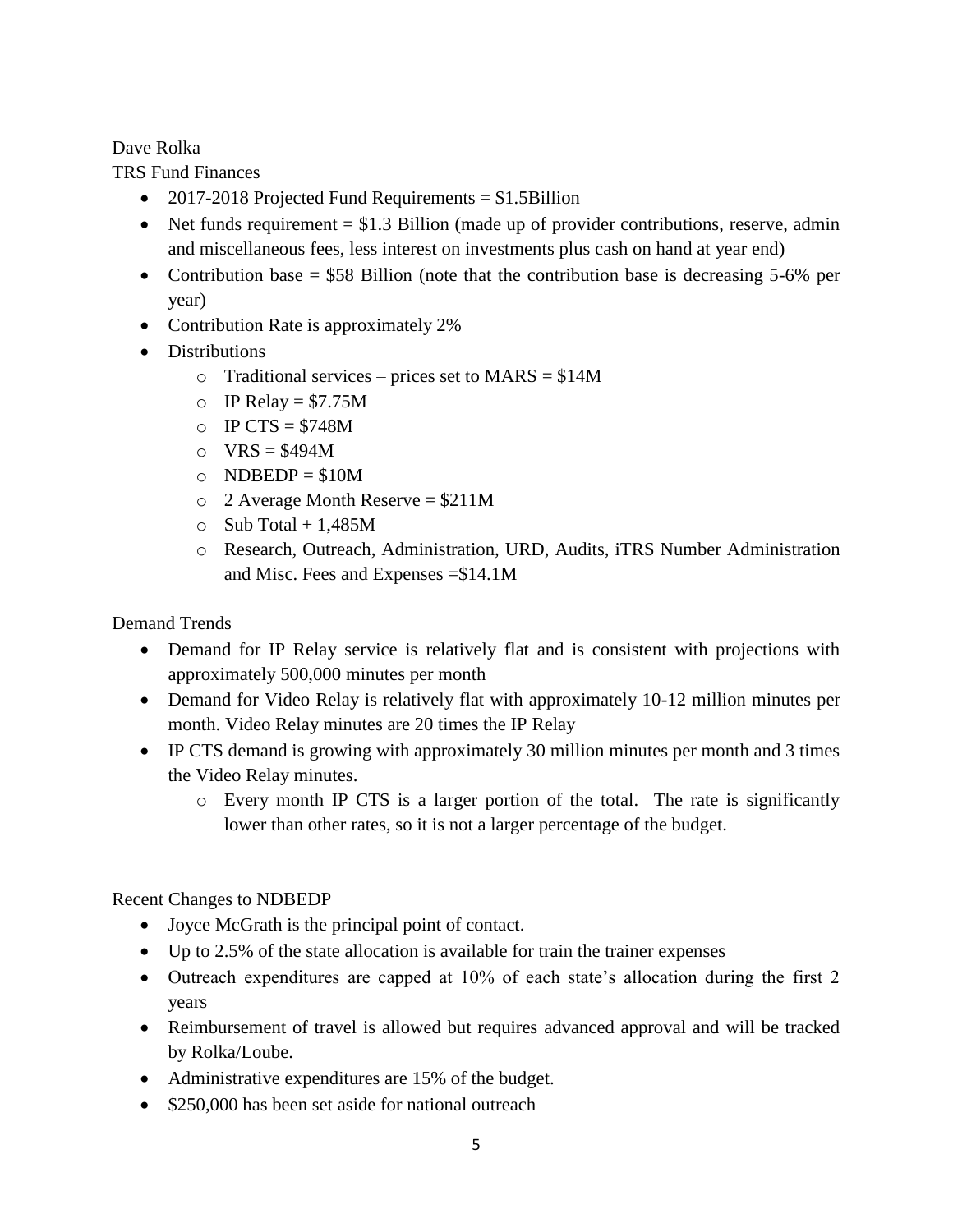Dave Rolka

TRS Fund Finances

- 2017-2018 Projected Fund Requirements = $1.5Billion
- Net funds requirement = $1.3 Billion (made up of provider contributions, reserve, admin and miscellaneous fees, less interest on investments plus cash on hand at year end)
- Contribution base = $58 Billion (note that the contribution base is decreasing 5-6% per year)
- Contribution Rate is approximately 2%
- Distributions
  - Traditional services – prices set to MARS = $14M
  - IP Relay = $7.75M
  - IP CTS = $748M
  - VRS = $494M
  - NDBEDP = $10M
  - 2 Average Month Reserve = $211M
  - Sub Total + 1,485M
  - Research, Outreach, Administration, URD, Audits, iTRS Number Administration and Misc. Fees and Expenses =$14.1M

Demand Trends

- Demand for IP Relay service is relatively flat and is consistent with projections with approximately 500,000 minutes per month
- Demand for Video Relay is relatively flat with approximately 10-12 million minutes per month. Video Relay minutes are 20 times the IP Relay
- IP CTS demand is growing with approximately 30 million minutes per month and 3 times the Video Relay minutes.
  - Every month IP CTS is a larger portion of the total. The rate is significantly lower than other rates, so it is not a larger percentage of the budget.

Recent Changes to NDBEDP

- Joyce McGrath is the principal point of contact.
- Up to 2.5% of the state allocation is available for train the trainer expenses
- Outreach expenditures are capped at 10% of each state's allocation during the first 2 years
- Reimbursement of travel is allowed but requires advanced approval and will be tracked by Rolka/Loube.
- Administrative expenditures are 15% of the budget.
- $250,000 has been set aside for national outreach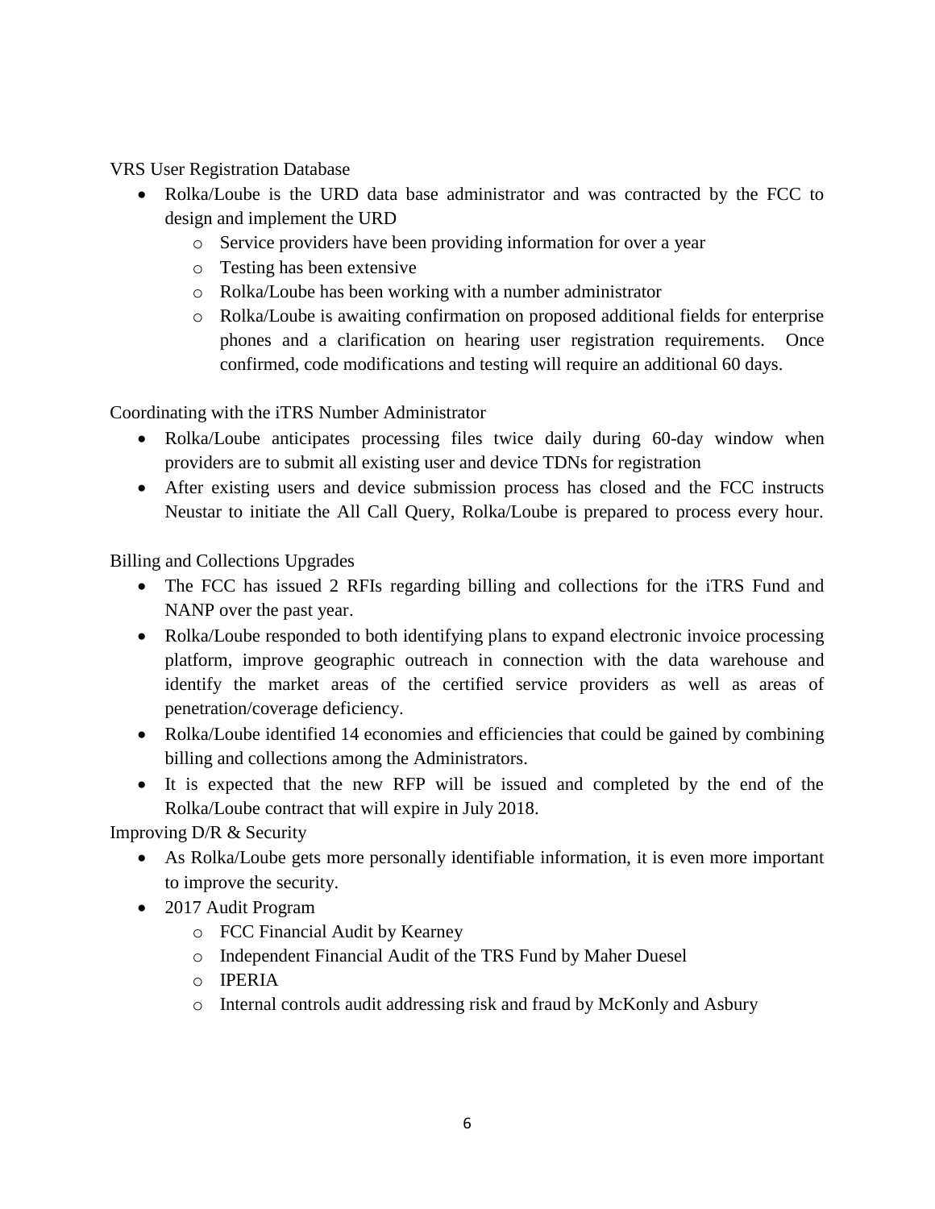VRS User Registration Database

- Rolka/Loube is the URD data base administrator and was contracted by the FCC to design and implement the URD
  - Service providers have been providing information for over a year
  - Testing has been extensive
  - Rolka/Loube has been working with a number administrator
  - Rolka/Loube is awaiting confirmation on proposed additional fields for enterprise phones and a clarification on hearing user registration requirements. Once confirmed, code modifications and testing will require an additional 60 days.

Coordinating with the iTRS Number Administrator

- Rolka/Loube anticipates processing files twice daily during 60-day window when providers are to submit all existing user and device TDNs for registration
- After existing users and device submission process has closed and the FCC instructs Neustar to initiate the All Call Query, Rolka/Loube is prepared to process every hour.

Billing and Collections Upgrades

- The FCC has issued 2 RFIs regarding billing and collections for the iTRS Fund and NANP over the past year.
- Rolka/Loube responded to both identifying plans to expand electronic invoice processing platform, improve geographic outreach in connection with the data warehouse and identify the market areas of the certified service providers as well as areas of penetration/coverage deficiency.
- Rolka/Loube identified 14 economies and efficiencies that could be gained by combining billing and collections among the Administrators.
- It is expected that the new RFP will be issued and completed by the end of the Rolka/Loube contract that will expire in July 2018.

Improving D/R & Security

- As Rolka/Loube gets more personally identifiable information, it is even more important to improve the security.
- 2017 Audit Program
  - FCC Financial Audit by Kearney
  - Independent Financial Audit of the TRS Fund by Maher Duesel
  - IPERIA
  - Internal controls audit addressing risk and fraud by McKonly and Asbury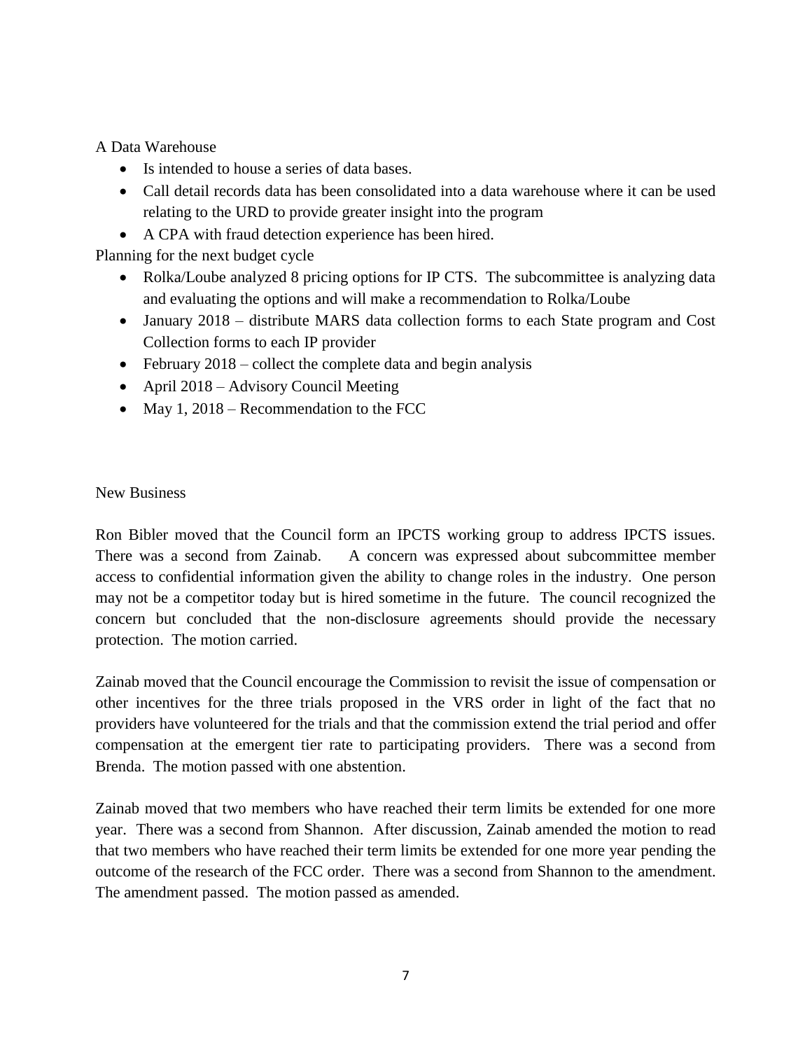A Data Warehouse

- Is intended to house a series of data bases.
- Call detail records data has been consolidated into a data warehouse where it can be used relating to the URD to provide greater insight into the program
- A CPA with fraud detection experience has been hired.

Planning for the next budget cycle

- Rolka/Loube analyzed 8 pricing options for IP CTS. The subcommittee is analyzing data and evaluating the options and will make a recommendation to Rolka/Loube
- January 2018 – distribute MARS data collection forms to each State program and Cost Collection forms to each IP provider
- February 2018 – collect the complete data and begin analysis
- April 2018 – Advisory Council Meeting
- May 1, 2018 – Recommendation to the FCC

New Business

Ron Bibler moved that the Council form an IPCTS working group to address IPCTS issues. There was a second from Zainab. A concern was expressed about subcommittee member access to confidential information given the ability to change roles in the industry. One person may not be a competitor today but is hired sometime in the future. The council recognized the concern but concluded that the non-disclosure agreements should provide the necessary protection. The motion carried.

Zainab moved that the Council encourage the Commission to revisit the issue of compensation or other incentives for the three trials proposed in the VRS order in light of the fact that no providers have volunteered for the trials and that the commission extend the trial period and offer compensation at the emergent tier rate to participating providers. There was a second from Brenda. The motion passed with one abstention.

Zainab moved that two members who have reached their term limits be extended for one more year. There was a second from Shannon. After discussion, Zainab amended the motion to read that two members who have reached their term limits be extended for one more year pending the outcome of the research of the FCC order. There was a second from Shannon to the amendment. The amendment passed. The motion passed as amended.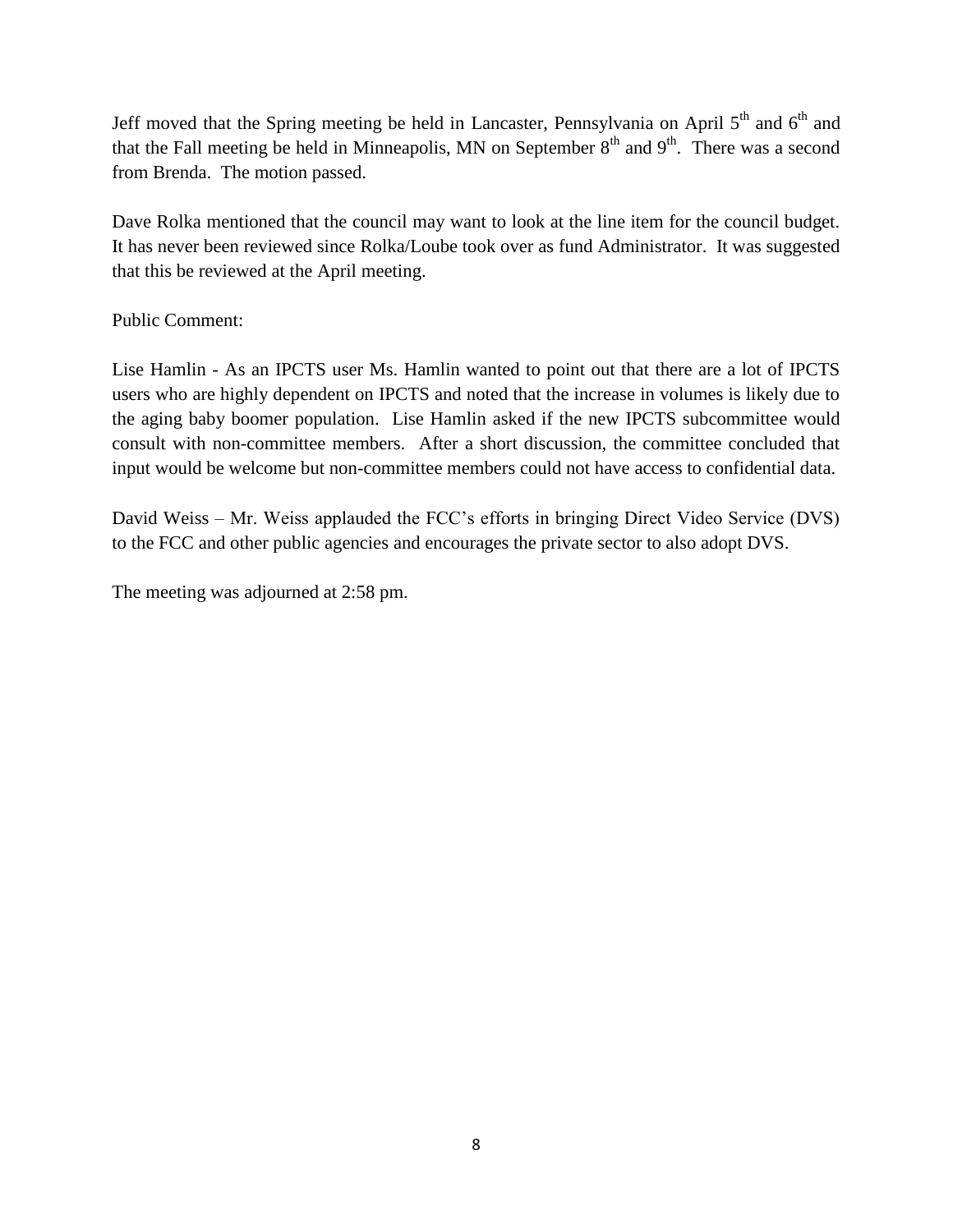Jeff moved that the Spring meeting be held in Lancaster, Pennsylvania on April 5th and 6th and that the Fall meeting be held in Minneapolis, MN on September 8th and 9th. There was a second from Brenda. The motion passed.

Dave Rolka mentioned that the council may want to look at the line item for the council budget. It has never been reviewed since Rolka/Loube took over as fund Administrator. It was suggested that this be reviewed at the April meeting.

Public Comment:

Lise Hamlin - As an IPCTS user Ms. Hamlin wanted to point out that there are a lot of IPCTS users who are highly dependent on IPCTS and noted that the increase in volumes is likely due to the aging baby boomer population. Lise Hamlin asked if the new IPCTS subcommittee would consult with non-committee members. After a short discussion, the committee concluded that input would be welcome but non-committee members could not have access to confidential data.

David Weiss – Mr. Weiss applauded the FCC's efforts in bringing Direct Video Service (DVS) to the FCC and other public agencies and encourages the private sector to also adopt DVS.

The meeting was adjourned at 2:58 pm.